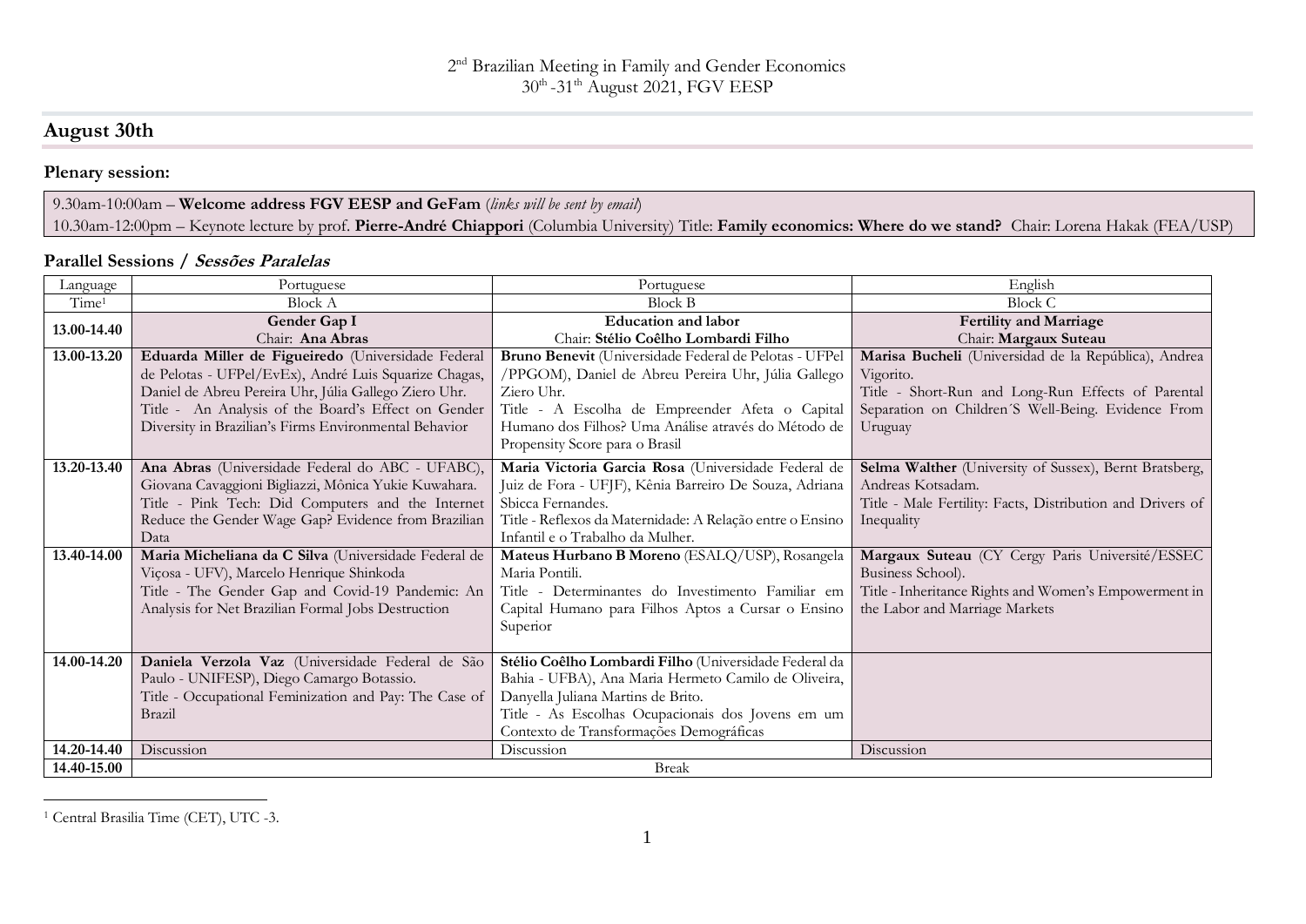2[nd] Brazilian Meeting in Family and Gender Economics
30[th] -31[th] August 2021, FGV EESP

## August 30th

### Plenary session:

9.30am-10:00am – **Welcome address FGV EESP and GeFam** (*links will be sent by email*)
10.30am-12:00pm – Keynote lecture by prof. **Pierre-André Chiappori** (Columbia University) Title: **Family economics: Where do we stand?** Chair: Lorena Hakak (FEA/USP)

### Parallel Sessions / *Sessões Paralelas*

| Language | Portuguese | Portuguese | English |
|---|---|---|---|
| Time[1] | Block A | Block B | Block C |
| **13.00-14.40** | **Gender Gap I**<br>Chair: **Ana Abras** | **Education and labor**<br>Chair: **Stélio Coêlho Lombardi Filho** | **Fertility and Marriage**<br>Chair: **Margaux Suteau** |
| **13.00-13.20** | **Eduarda Miller de Figueiredo** (Universidade Federal de Pelotas - UFPel/EvEx), André Luis Squarize Chagas, Daniel de Abreu Pereira Uhr, Júlia Gallego Ziero Uhr.<br>Title - An Analysis of the Board's Effect on Gender Diversity in Brazilian's Firms Environmental Behavior | **Bruno Benevit** (Universidade Federal de Pelotas - UFPel /PPGOM), Daniel de Abreu Pereira Uhr, Júlia Gallego Ziero Uhr.<br>Title - A Escolha de Empreender Afeta o Capital Humano dos Filhos? Uma Análise através do Método de Propensity Score para o Brasil | **Marisa Bucheli** (Universidad de la República), Andrea Vigorito.<br>Title - Short-Run and Long-Run Effects of Parental Separation on Children´S Well-Being. Evidence From Uruguay |
| **13.20-13.40** | **Ana Abras** (Universidade Federal do ABC - UFABC), Giovana Cavaggioni Bigliazzi, Mônica Yukie Kuwahara.<br>Title - Pink Tech: Did Computers and the Internet Reduce the Gender Wage Gap? Evidence from Brazilian Data | **Maria Victoria Garcia Rosa** (Universidade Federal de Juiz de Fora - UFJF), Kênia Barreiro De Souza, Adriana Sbicca Fernandes.<br>Title - Reflexos da Maternidade: A Relação entre o Ensino Infantil e o Trabalho da Mulher. | **Selma Walther** (University of Sussex), Bernt Bratsberg, Andreas Kotsadam.<br>Title - Male Fertility: Facts, Distribution and Drivers of Inequality |
| **13.40-14.00** | **Maria Micheliana da C Silva** (Universidade Federal de Viçosa - UFV), Marcelo Henrique Shinkoda<br>Title - The Gender Gap and Covid-19 Pandemic: An Analysis for Net Brazilian Formal Jobs Destruction | **Mateus Hurbano B Moreno** (ESALQ/USP), Rosangela Maria Pontili.<br>Title - Determinantes do Investimento Familiar em Capital Humano para Filhos Aptos a Cursar o Ensino Superior | **Margaux Suteau** (CY Cergy Paris Université/ESSEC Business School).<br>Title - Inheritance Rights and Women's Empowerment in the Labor and Marriage Markets |
| **14.00-14.20** | **Daniela Verzola Vaz** (Universidade Federal de São Paulo - UNIFESP), Diego Camargo Botassio.<br>Title - Occupational Feminization and Pay: The Case of Brazil | **Stélio Coêlho Lombardi Filho** (Universidade Federal da Bahia - UFBA), Ana Maria Hermeto Camilo de Oliveira, Danyella Juliana Martins de Brito.<br>Title - As Escolhas Ocupacionais dos Jovens em um Contexto de Transformações Demográficas | |
| **14.20-14.40** | Discussion | Discussion | Discussion |
| **14.40-15.00** | Break | | |

[1] Central Brasilia Time (CET), UTC -3.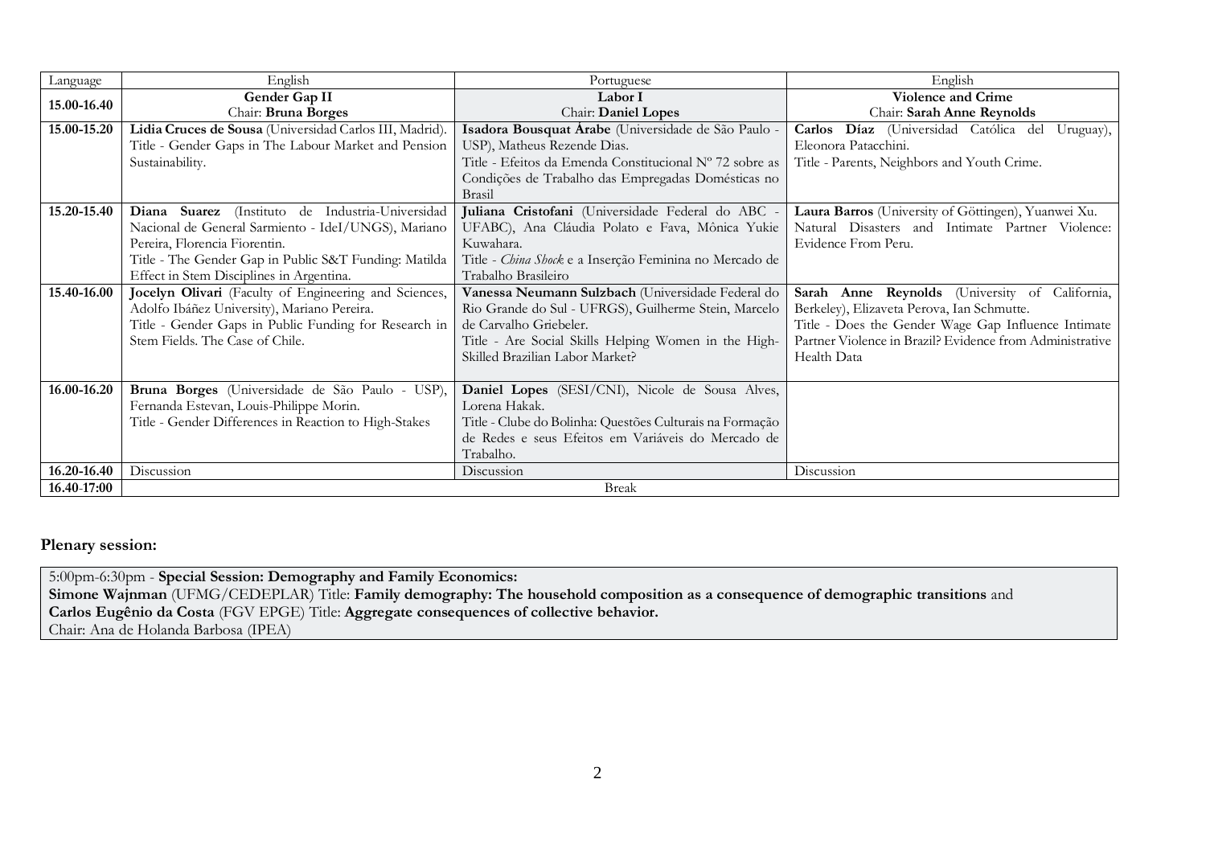| Language | English | Portuguese | English |
|---|---|---|---|
| **15.00-16.40** | **Gender Gap II**<br>Chair: **Bruna Borges** | **Labor I**<br>Chair: **Daniel Lopes** | **Violence and Crime**<br>Chair: **Sarah Anne Reynolds** |
| **15.00-15.20** | **Lidia Cruces de Sousa** (Universidad Carlos III, Madrid).<br>Title - Gender Gaps in The Labour Market and Pension Sustainability. | **Isadora Bousquat Árabe** (Universidade de São Paulo - USP), Matheus Rezende Dias.<br>Title - Efeitos da Emenda Constitucional Nº 72 sobre as Condições de Trabalho das Empregadas Domésticas no Brasil | **Carlos Díaz** (Universidad Católica del Uruguay), Eleonora Patacchini.<br>Title - Parents, Neighbors and Youth Crime. |
| **15.20-15.40** | **Diana Suarez** (Instituto de Industria-Universidad Nacional de General Sarmiento - IdeI/UNGS), Mariano Pereira, Florencia Fiorentin.<br>Title - The Gender Gap in Public S&T Funding: Matilda Effect in Stem Disciplines in Argentina. | **Juliana Cristofani** (Universidade Federal do ABC - UFABC), Ana Cláudia Polato e Fava, Mônica Yukie Kuwahara.<br>Title - *China Shock* e a Inserção Feminina no Mercado de Trabalho Brasileiro | **Laura Barros** (University of Göttingen), Yuanwei Xu.<br>Natural Disasters and Intimate Partner Violence: Evidence From Peru. |
| **15.40-16.00** | **Jocelyn Olivari** (Faculty of Engineering and Sciences, Adolfo Ibáñez University), Mariano Pereira.<br>Title - Gender Gaps in Public Funding for Research in Stem Fields. The Case of Chile. | **Vanessa Neumann Sulzbach** (Universidade Federal do Rio Grande do Sul - UFRGS), Guilherme Stein, Marcelo de Carvalho Griebeler.<br>Title - Are Social Skills Helping Women in the High-Skilled Brazilian Labor Market? | **Sarah Anne Reynolds** (University of California, Berkeley), Elizaveta Perova, Ian Schmutte.<br>Title - Does the Gender Wage Gap Influence Intimate Partner Violence in Brazil? Evidence from Administrative Health Data |
| **16.00-16.20** | **Bruna Borges** (Universidade de São Paulo - USP), Fernanda Estevan, Louis-Philippe Morin.<br>Title - Gender Differences in Reaction to High-Stakes | **Daniel Lopes** (SESI/CNI), Nicole de Sousa Alves, Lorena Hakak.<br>Title - Clube do Bolinha: Questões Culturais na Formação de Redes e seus Efeitos em Variáveis do Mercado de Trabalho. | |
| **16.20-16.40** | Discussion | Discussion | Discussion |
| **16.40-17:00** | Break | | |

**Plenary session:**

5:00pm-6:30pm - **Special Session: Demography and Family Economics:**
**Simone Wajnman** (UFMG/CEDEPLAR) Title: **Family demography: The household composition as a consequence of demographic transitions** and
**Carlos Eugênio da Costa** (FGV EPGE) Title: **Aggregate consequences of collective behavior.**
Chair: Ana de Holanda Barbosa (IPEA)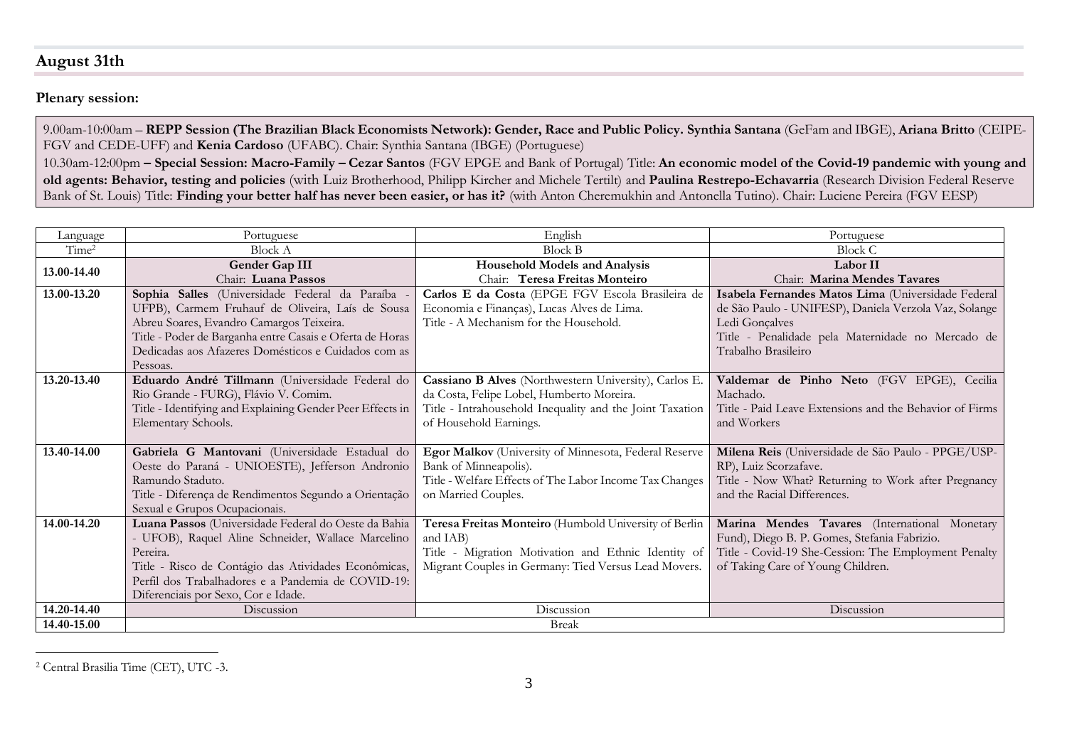## August 31th

**Plenary session:**

9.00am-10:00am – **REPP Session (The Brazilian Black Economists Network): Gender, Race and Public Policy. Synthia Santana** (GeFam and IBGE), **Ariana Britto** (CEIPE-FGV and CEDE-UFF) and **Kenia Cardoso** (UFABC). Chair: Synthia Santana (IBGE) (Portuguese)

10.30am-12:00pm **– Special Session: Macro-Family – Cezar Santos** (FGV EPGE and Bank of Portugal) Title: **An economic model of the Covid-19 pandemic with young and old agents: Behavior, testing and policies** (with Luiz Brotherhood, Philipp Kircher and Michele Tertilt) and **Paulina Restrepo-Echavarria** (Research Division Federal Reserve Bank of St. Louis) Title: **Finding your better half has never been easier, or has it?** (with Anton Cheremukhin and Antonella Tutino). Chair: Luciene Pereira (FGV EESP)

| Language | Portuguese | English | Portuguese |
|---|---|---|---|
| Time[2] | Block A | Block B | Block C |
| **13.00-14.40** | **Gender Gap III**<br>Chair: **Luana Passos** | **Household Models and Analysis**<br>Chair: **Teresa Freitas Monteiro** | **Labor II**<br>Chair: **Marina Mendes Tavares** |
| **13.00-13.20** | **Sophia Salles** (Universidade Federal da Paraíba - UFPB), Carmem Fruhauf de Oliveira, Laís de Sousa Abreu Soares, Evandro Camargos Teixeira.<br>Title - Poder de Barganha entre Casais e Oferta de Horas Dedicadas aos Afazeres Domésticos e Cuidados com as Pessoas. | **Carlos E da Costa** (EPGE FGV Escola Brasileira de Economia e Finanças), Lucas Alves de Lima.<br>Title - A Mechanism for the Household. | **Isabela Fernandes Matos Lima** (Universidade Federal de São Paulo - UNIFESP), Daniela Verzola Vaz, Solange Ledi Gonçalves<br>Title - Penalidade pela Maternidade no Mercado de Trabalho Brasileiro |
| **13.20-13.40** | **Eduardo André Tillmann** (Universidade Federal do Rio Grande - FURG), Flávio V. Comim.<br>Title - Identifying and Explaining Gender Peer Effects in Elementary Schools. | **Cassiano B Alves** (Northwestern University), Carlos E. da Costa, Felipe Lobel, Humberto Moreira.<br>Title - Intrahousehold Inequality and the Joint Taxation of Household Earnings. | **Valdemar de Pinho Neto** (FGV EPGE), Cecilia Machado.<br>Title - Paid Leave Extensions and the Behavior of Firms and Workers |
| **13.40-14.00** | **Gabriela G Mantovani** (Universidade Estadual do Oeste do Paraná - UNIOESTE), Jefferson Andronio Ramundo Staduto.<br>Title - Diferença de Rendimentos Segundo a Orientação Sexual e Grupos Ocupacionais. | **Egor Malkov** (University of Minnesota, Federal Reserve Bank of Minneapolis).<br>Title - Welfare Effects of The Labor Income Tax Changes on Married Couples. | **Milena Reis** (Universidade de São Paulo - PPGE/USP-RP), Luiz Scorzafave.<br>Title - Now What? Returning to Work after Pregnancy and the Racial Differences. |
| **14.00-14.20** | **Luana Passos** (Universidade Federal do Oeste da Bahia - UFOB), Raquel Aline Schneider, Wallace Marcelino Pereira.<br>Title - Risco de Contágio das Atividades Econômicas, Perfil dos Trabalhadores e a Pandemia de COVID-19: Diferenciais por Sexo, Cor e Idade. | **Teresa Freitas Monteiro** (Humbold University of Berlin and IAB)<br>Title - Migration Motivation and Ethnic Identity of Migrant Couples in Germany: Tied Versus Lead Movers. | **Marina Mendes Tavares** (International Monetary Fund), Diego B. P. Gomes, Stefania Fabrizio.<br>Title - Covid-19 She-Cession: The Employment Penalty of Taking Care of Young Children. |
| **14.20-14.40** | Discussion | Discussion | Discussion |
| **14.40-15.00** | Break | | |

[2] Central Brasilia Time (CET), UTC -3.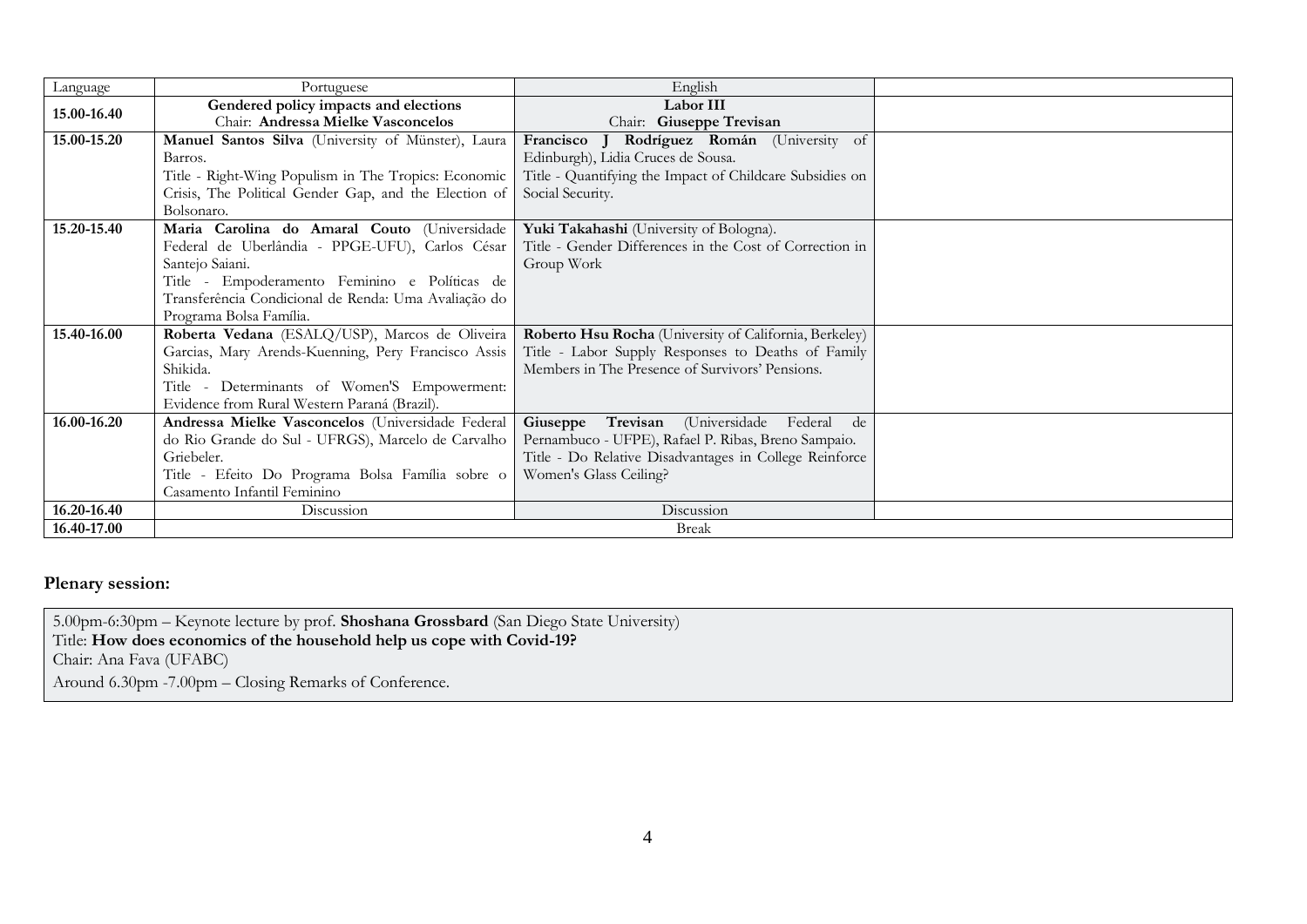| Language | Portuguese | English | |
|---|---|---|---|
| **15.00-16.40** | **Gendered policy impacts and elections** Chair: **Andressa Mielke Vasconcelos** | **Labor III** Chair: **Giuseppe Trevisan** | |
| **15.00-15.20** | **Manuel Santos Silva** (University of Münster), Laura Barros. Title - Right-Wing Populism in The Tropics: Economic Crisis, The Political Gender Gap, and the Election of Bolsonaro. | **Francisco J Rodríguez Román** (University of Edinburgh), Lidia Cruces de Sousa. Title - Quantifying the Impact of Childcare Subsidies on Social Security. | |
| **15.20-15.40** | **Maria Carolina do Amaral Couto** (Universidade Federal de Uberlândia - PPGE-UFU), Carlos César Santejo Saiani. Title - Empoderamento Feminino e Políticas de Transferência Condicional de Renda: Uma Avaliação do Programa Bolsa Família. | **Yuki Takahashi** (University of Bologna). Title - Gender Differences in the Cost of Correction in Group Work | |
| **15.40-16.00** | **Roberta Vedana** (ESALQ/USP), Marcos de Oliveira Garcias, Mary Arends-Kuenning, Pery Francisco Assis Shikida. Title - Determinants of Women'S Empowerment: Evidence from Rural Western Paraná (Brazil). | **Roberto Hsu Rocha** (University of California, Berkeley) Title - Labor Supply Responses to Deaths of Family Members in The Presence of Survivors' Pensions. | |
| **16.00-16.20** | **Andressa Mielke Vasconcelos** (Universidade Federal do Rio Grande do Sul - UFRGS), Marcelo de Carvalho Griebeler. Title - Efeito Do Programa Bolsa Família sobre o Casamento Infantil Feminino | **Giuseppe Trevisan** (Universidade Federal de Pernambuco - UFPE), Rafael P. Ribas, Breno Sampaio. Title - Do Relative Disadvantages in College Reinforce Women's Glass Ceiling? | |
| **16.20-16.40** | Discussion | Discussion | |
| **16.40-17.00** | Break | | |

## Plenary session:

5.00pm-6:30pm – Keynote lecture by prof. **Shoshana Grossbard** (San Diego State University)
Title: **How does economics of the household help us cope with Covid-19?**
Chair: Ana Fava (UFABC)
Around 6.30pm -7.00pm – Closing Remarks of Conference.